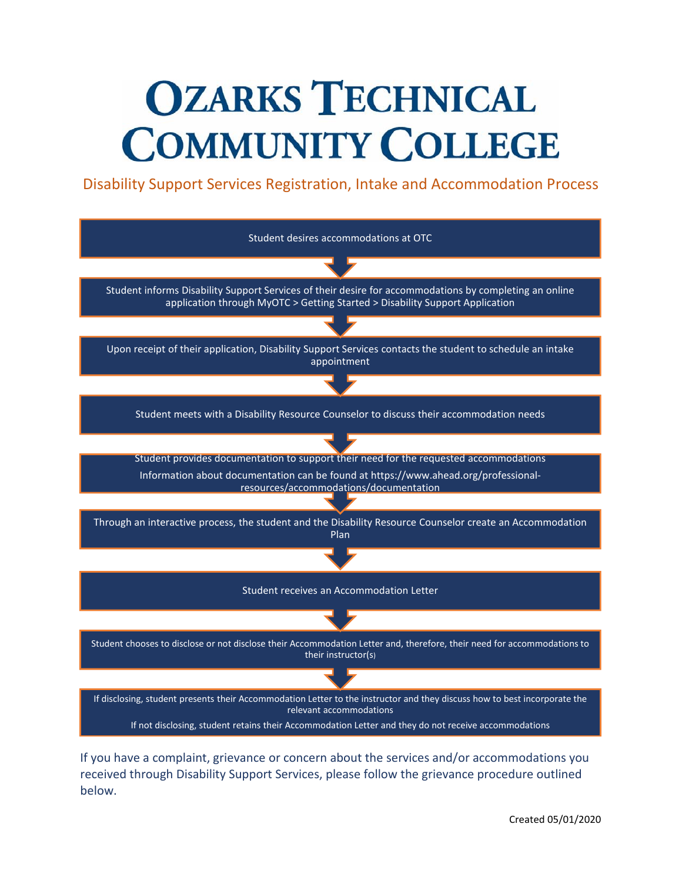# Ozarks Technical Community College

## Disability Support Services Registration, Intake and Accommodation Process

Student desires accommodations at OTC

↓

Student informs Disability Support Services of their desire for accommodations by completing an online application through MyOTC > Getting Started > Disability Support Application

↓

Upon receipt of their application, Disability Support Services contacts the student to schedule an intake appointment

↓

Student meets with a Disability Resource Counselor to discuss their accommodation needs

↓

Student provides documentation to support their need for the requested accommodations

Information about documentation can be found at https://www.ahead.org/professional-resources/accommodations/documentation

↓

Through an interactive process, the student and the Disability Resource Counselor create an Accommodation Plan

↓

Student receives an Accommodation Letter

↓

Student chooses to disclose or not disclose their Accommodation Letter and, therefore, their need for accommodations to their instructor(s)

↓

If disclosing, student presents their Accommodation Letter to the instructor and they discuss how to best incorporate the relevant accommodations

If not disclosing, student retains their Accommodation Letter and they do not receive accommodations

If you have a complaint, grievance or concern about the services and/or accommodations you received through Disability Support Services, please follow the grievance procedure outlined below.

Created 05/01/2020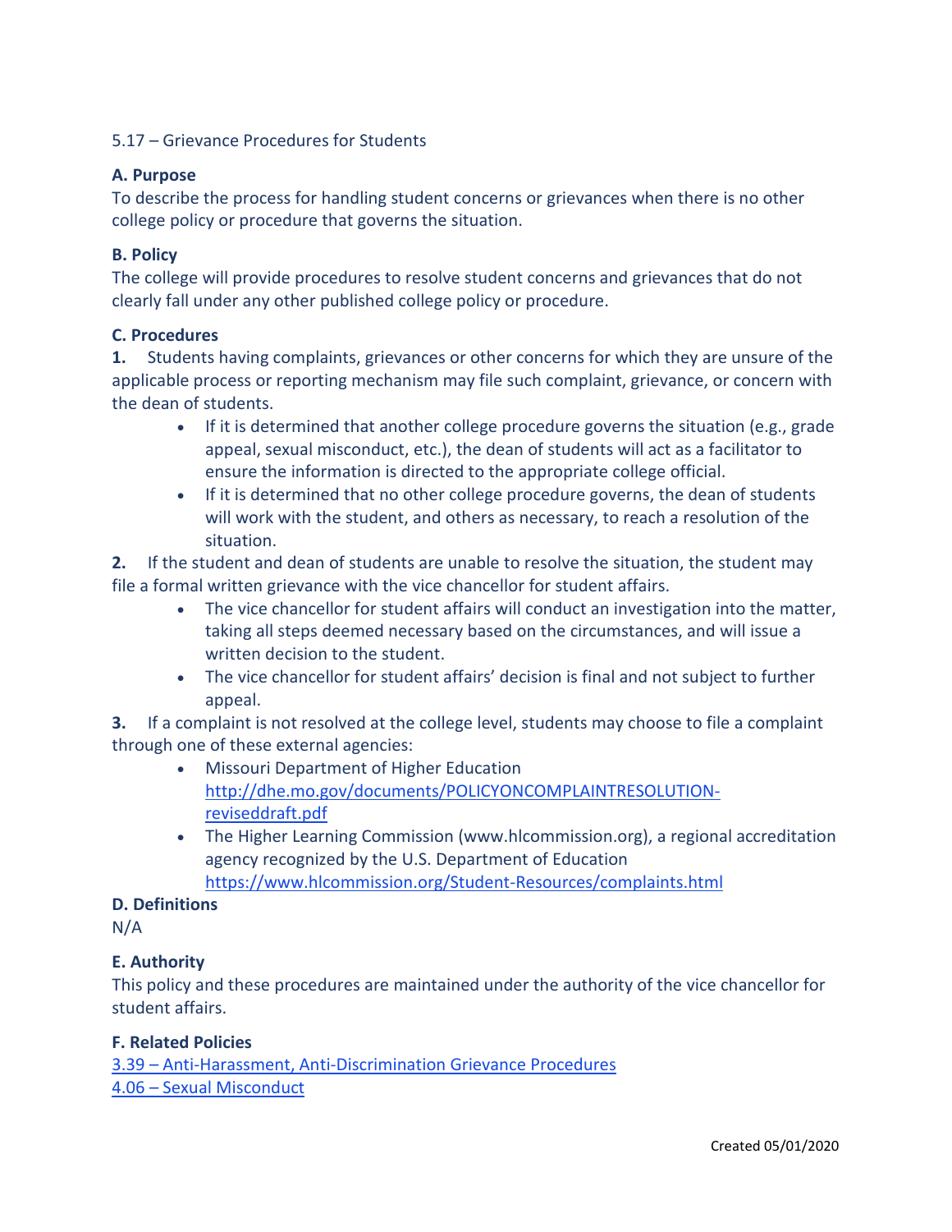5.17 – Grievance Procedures for Students

**A. Purpose**
To describe the process for handling student concerns or grievances when there is no other college policy or procedure that governs the situation.

**B. Policy**
The college will provide procedures to resolve student concerns and grievances that do not clearly fall under any other published college policy or procedure.

**C. Procedures**

**1.** Students having complaints, grievances or other concerns for which they are unsure of the applicable process or reporting mechanism may file such complaint, grievance, or concern with the dean of students.

- If it is determined that another college procedure governs the situation (e.g., grade appeal, sexual misconduct, etc.), the dean of students will act as a facilitator to ensure the information is directed to the appropriate college official.
- If it is determined that no other college procedure governs, the dean of students will work with the student, and others as necessary, to reach a resolution of the situation.

**2.** If the student and dean of students are unable to resolve the situation, the student may file a formal written grievance with the vice chancellor for student affairs.

- The vice chancellor for student affairs will conduct an investigation into the matter, taking all steps deemed necessary based on the circumstances, and will issue a written decision to the student.
- The vice chancellor for student affairs' decision is final and not subject to further appeal.

**3.** If a complaint is not resolved at the college level, students may choose to file a complaint through one of these external agencies:

- Missouri Department of Higher Education [http://dhe.mo.gov/documents/POLICYONCOMPLAINTRESOLUTION-reviseddraft.pdf](http://dhe.mo.gov/documents/POLICYONCOMPLAINTRESOLUTION-reviseddraft.pdf)
- The Higher Learning Commission (www.hlcommission.org), a regional accreditation agency recognized by the U.S. Department of Education [https://www.hlcommission.org/Student-Resources/complaints.html](https://www.hlcommission.org/Student-Resources/complaints.html)

**D. Definitions**
N/A

**E. Authority**
This policy and these procedures are maintained under the authority of the vice chancellor for student affairs.

**F. Related Policies**
3.39 – Anti-Harassment, Anti-Discrimination Grievance Procedures
4.06 – Sexual Misconduct

Created 05/01/2020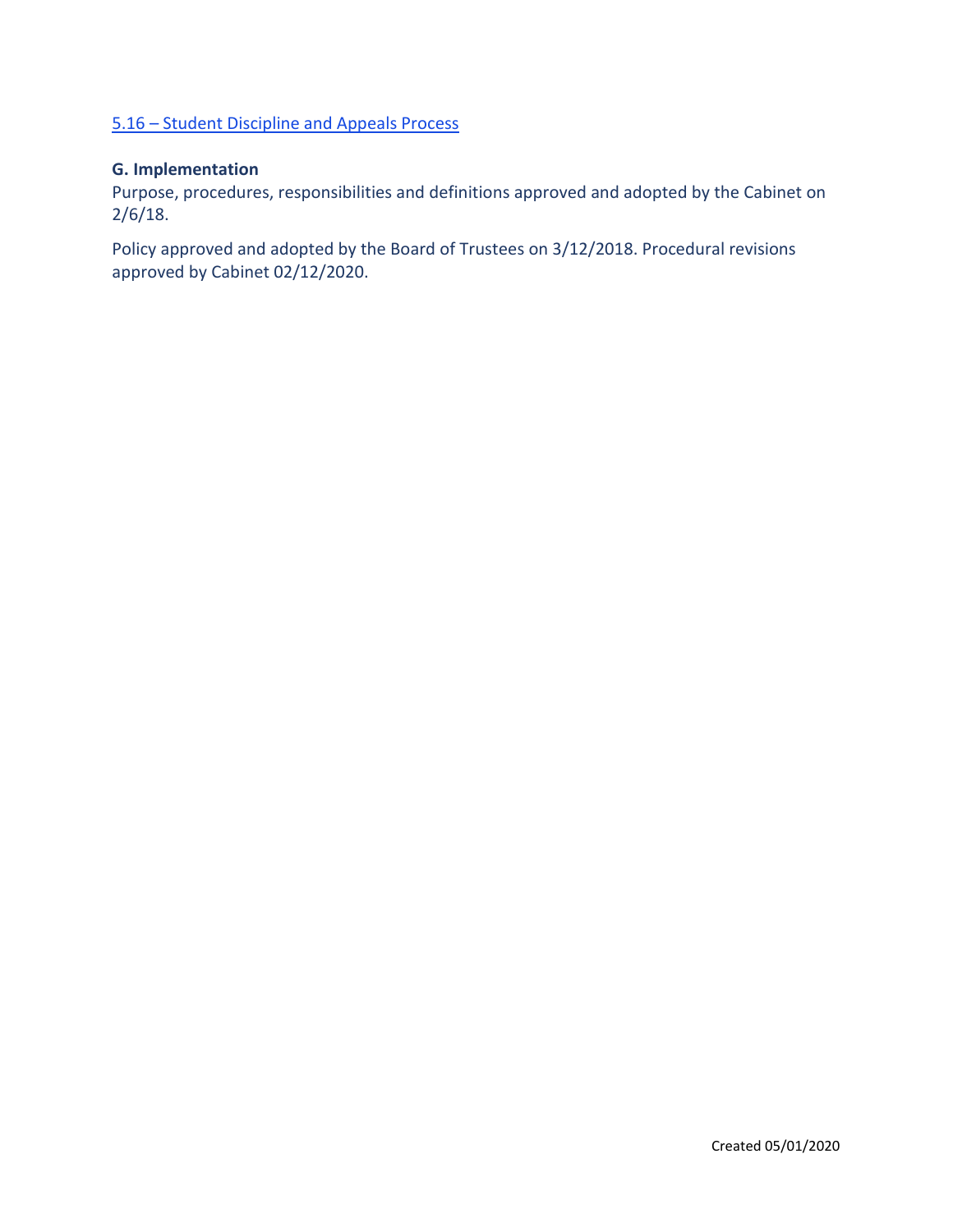5.16 – Student Discipline and Appeals Process

**G. Implementation**

Purpose, procedures, responsibilities and definitions approved and adopted by the Cabinet on 2/6/18.

Policy approved and adopted by the Board of Trustees on 3/12/2018. Procedural revisions approved by Cabinet 02/12/2020.

Created 05/01/2020